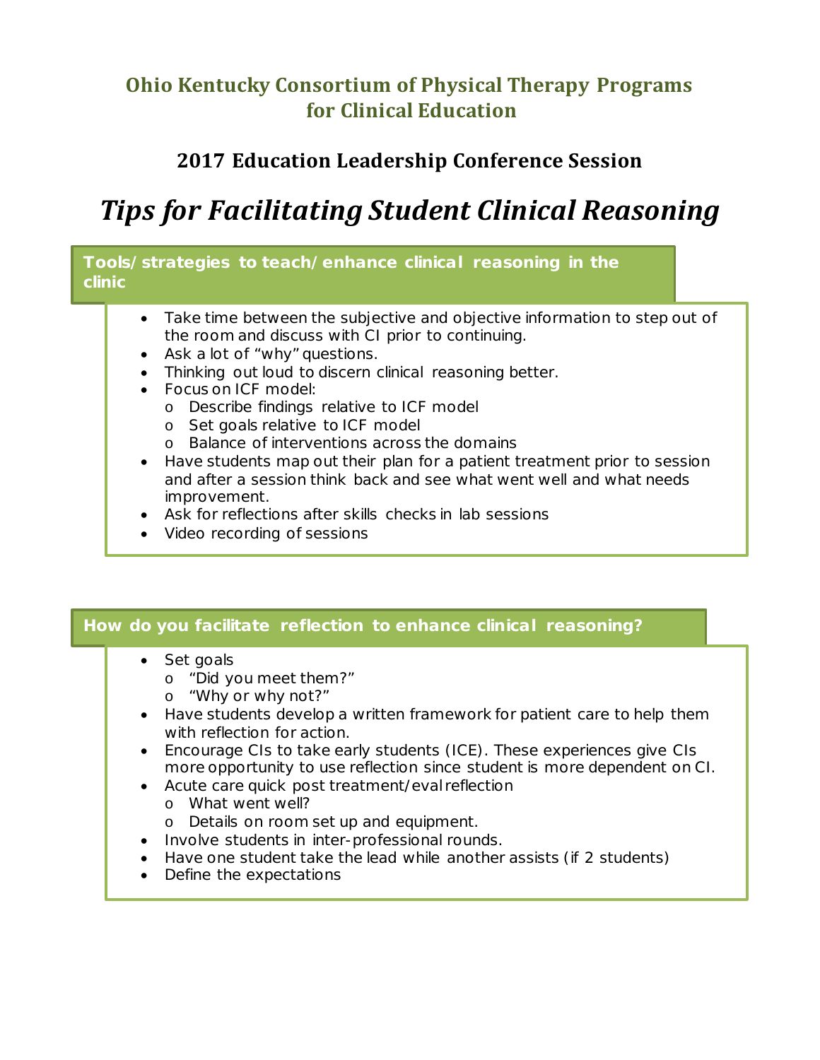# Ohio Kentucky Consortium of Physical Therapy Programs for Clinical Education

## 2017 Education Leadership Conference Session

# *Tips for Facilitating Student Clinical Reasoning*

### Tools/strategies to teach/enhance clinical reasoning in the clinic

- Take time between the subjective and objective information to step out of the room and discuss with CI prior to continuing.
- Ask a lot of "why" questions.
- Thinking out loud to discern clinical reasoning better.
- Focus on ICF model:
  - Describe findings relative to ICF model
  - Set goals relative to ICF model
  - Balance of interventions across the domains
- Have students map out their plan for a patient treatment prior to session and after a session think back and see what went well and what needs improvement.
- Ask for reflections after skills checks in lab sessions
- Video recording of sessions

### How do you facilitate reflection to enhance clinical reasoning?

- Set goals
  - "Did you meet them?"
  - "Why or why not?"
- Have students develop a written framework for patient care to help them with reflection for action.
- Encourage CIs to take early students (ICE). These experiences give CIs more opportunity to use reflection since student is more dependent on CI.
- Acute care quick post treatment/eval reflection
  - What went well?
  - Details on room set up and equipment.
- Involve students in inter-professional rounds.
- Have one student take the lead while another assists (if 2 students)
- Define the expectations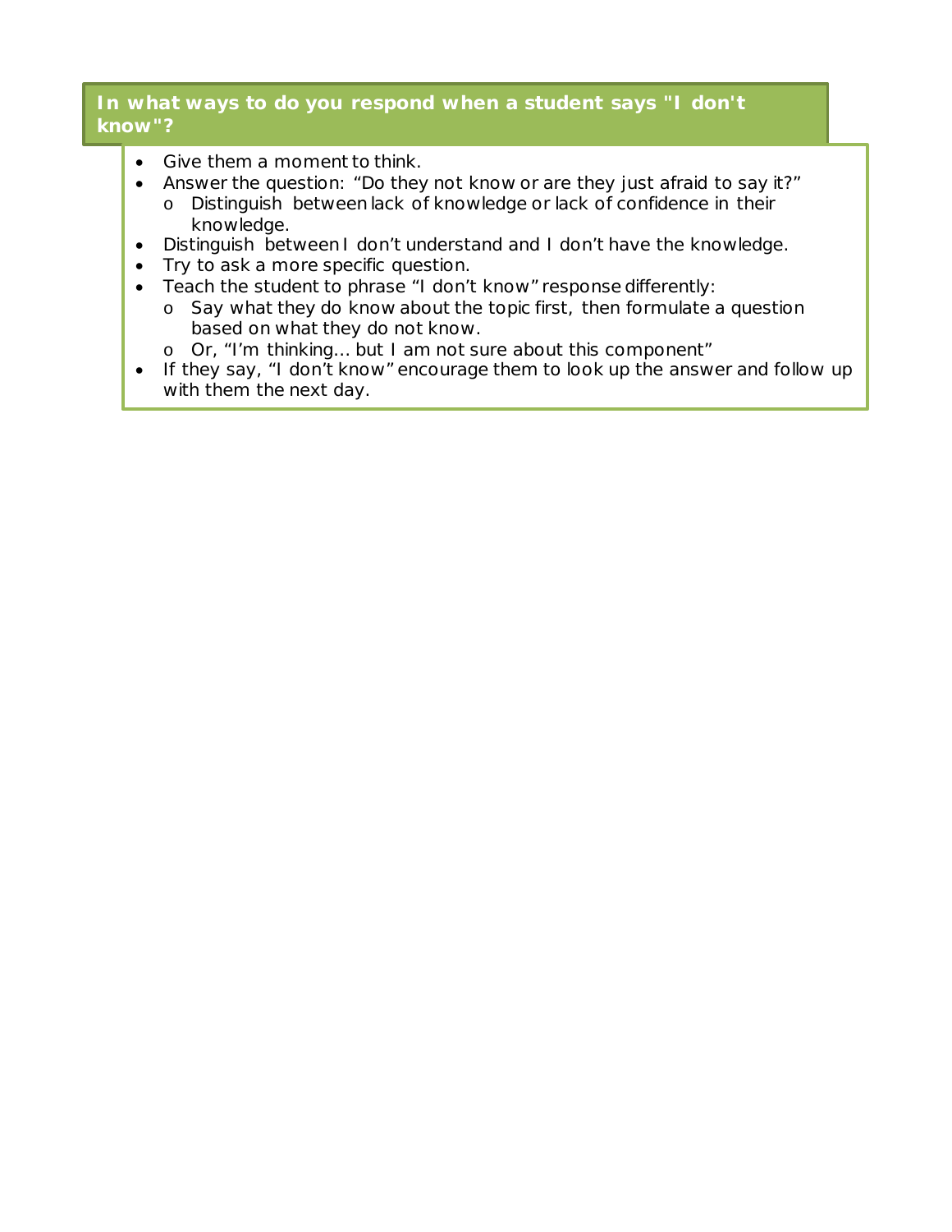## In what ways to do you respond when a student says "I don't know"?

- Give them a moment to think.
- Answer the question: "Do they not know or are they just afraid to say it?"
  - Distinguish between lack of knowledge or lack of confidence in their knowledge.
- Distinguish between I don't understand and I don't have the knowledge.
- Try to ask a more specific question.
- Teach the student to phrase "I don't know" response differently:
  - Say what they do know about the topic first, then formulate a question based on what they do not know.
  - Or, "I'm thinking… but I am not sure about this component"
- If they say, "I don't know" encourage them to look up the answer and follow up with them the next day.